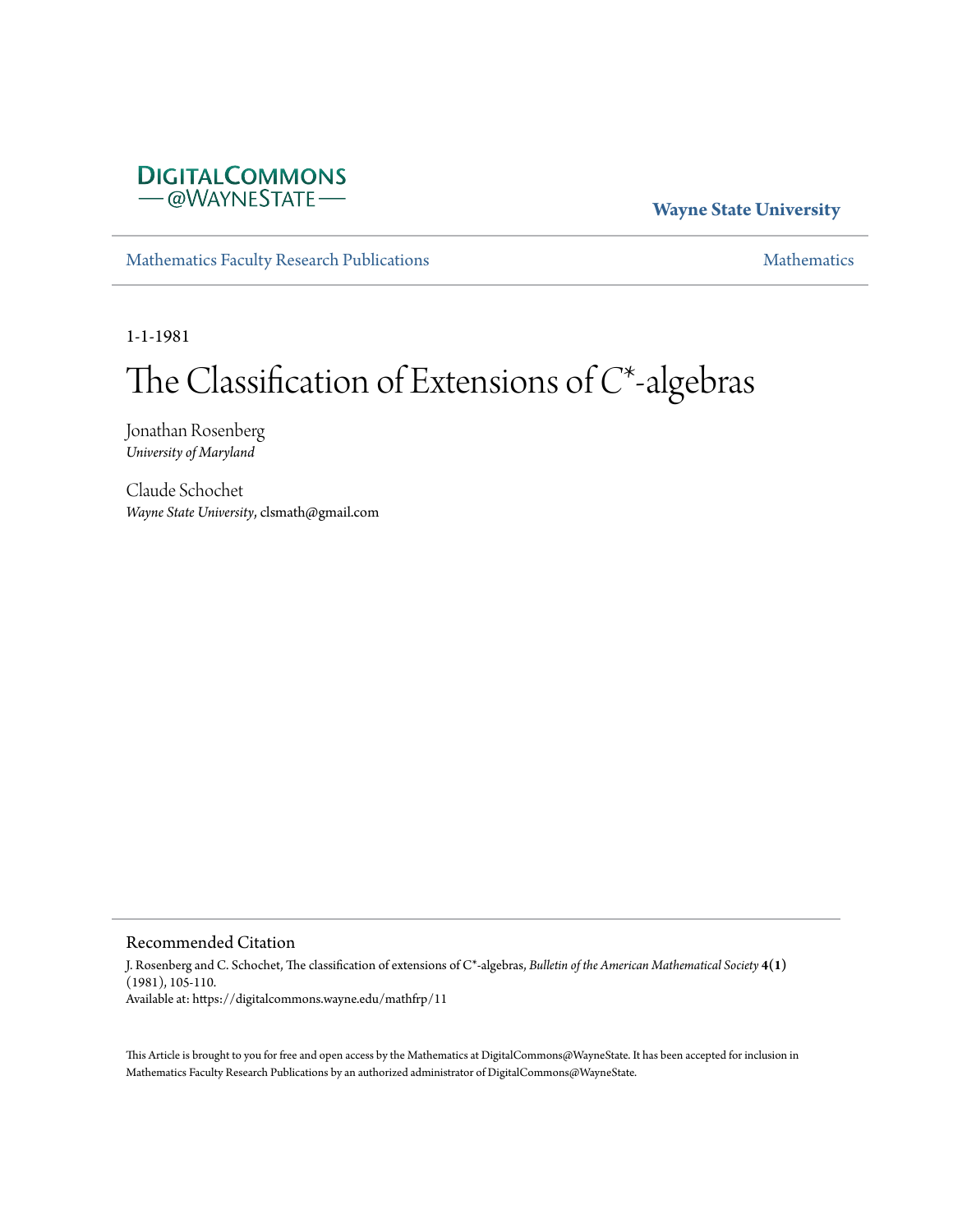DIGITALCOMMONS
— @WAYNESTATE —

**Wayne State University**

Mathematics Faculty Research Publications | Mathematics

1-1-1981

# The Classification of Extensions of $C^*$-algebras

Jonathan Rosenberg
*University of Maryland*

Claude Schochet
*Wayne State University*, clsmath@gmail.com

## Recommended Citation

J. Rosenberg and C. Schochet, The classification of extensions of C*-algebras, *Bulletin of the American Mathematical Society* **4(1)** (1981), 105-110.
Available at: https://digitalcommons.wayne.edu/mathfrp/11

This Article is brought to you for free and open access by the Mathematics at DigitalCommons@WayneState. It has been accepted for inclusion in Mathematics Faculty Research Publications by an authorized administrator of DigitalCommons@WayneState.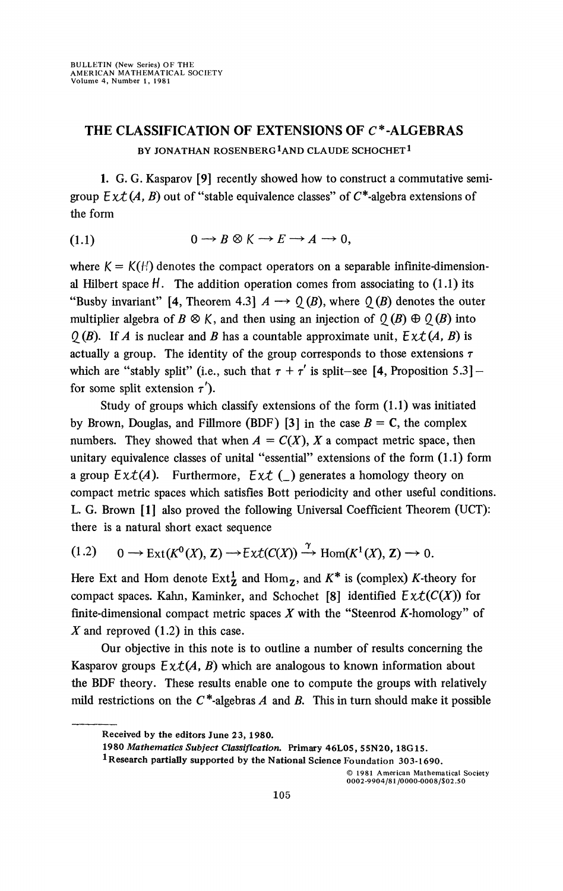BULLETIN (New Series) OF THE AMERICAN MATHEMATICAL SOCIETY Volume 4, Number 1, 1981

# THE CLASSIFICATION OF EXTENSIONS OF $C^*$-ALGEBRAS

BY JONATHAN ROSENBERG[1] AND CLAUDE SCHOCHET[1]

1. G. G. Kasparov [9] recently showed how to construct a commutative semigroup $\mathcal{E}xt(A, B)$ out of "stable equivalence classes" of $C^*$-algebra extensions of the form

$$0 \longrightarrow B \otimes \mathcal{K} \longrightarrow E \longrightarrow A \longrightarrow 0, \tag{1.1}$$

where $\mathcal{K} = \mathcal{K}(\mathcal{H})$ denotes the compact operators on a separable infinite-dimensional Hilbert space $\mathcal{H}$. The addition operation comes from associating to (1.1) its "Busby invariant" [4, Theorem 4.3] $A \longrightarrow \mathcal{Q}(B)$, where $\mathcal{Q}(B)$ denotes the outer multiplier algebra of $B \otimes \mathcal{K}$, and then using an injection of $\mathcal{Q}(B) \oplus \mathcal{Q}(B)$ into $\mathcal{Q}(B)$. If $A$ is nuclear and $B$ has a countable approximate unit, $\mathcal{E}xt(A, B)$ is actually a group. The identity of the group corresponds to those extensions $\tau$ which are "stably split" (i.e., such that $\tau + \tau'$ is split—see [4, Proposition 5.3]—for some split extension $\tau'$).

Study of groups which classify extensions of the form (1.1) was initiated by Brown, Douglas, and Fillmore (BDF) [3] in the case $B = \mathbf{C}$, the complex numbers. They showed that when $A = C(X)$, $X$ a compact metric space, then unitary equivalence classes of unital "essential" extensions of the form (1.1) form a group $\mathcal{E}xt(A)$. Furthermore, $\mathcal{E}xt$ (\_) generates a homology theory on compact metric spaces which satisfies Bott periodicity and other useful conditions. L. G. Brown [1] also proved the following Universal Coefficient Theorem (UCT): there is a natural short exact sequence

$$0 \longrightarrow \operatorname{Ext}(K^0(X), \mathbf{Z}) \longrightarrow \mathcal{E}xt(C(X)) \xrightarrow{\gamma} \operatorname{Hom}(K^1(X), \mathbf{Z}) \longrightarrow 0. \tag{1.2}$$

Here Ext and Hom denote $\operatorname{Ext}^1_{\mathbf{Z}}$ and $\operatorname{Hom}_{\mathbf{Z}}$, and $K^*$ is (complex) $K$-theory for compact spaces. Kahn, Kaminker, and Schochet [8] identified $\mathcal{E}xt(C(X))$ for finite-dimensional compact metric spaces $X$ with the "Steenrod $K$-homology" of $X$ and reproved (1.2) in this case.

Our objective in this note is to outline a number of results concerning the Kasparov groups $\mathcal{E}xt(A, B)$ which are analogous to known information about the BDF theory. These results enable one to compute the groups with relatively mild restrictions on the $C^*$-algebras $A$ and $B$. This in turn should make it possible

---

Received by the editors June 23, 1980.

1980 *Mathematics Subject Classification*. Primary 46L05, 55N20, 18G15.

[1]Research partially supported by the National Science Foundation 303-1690.

© 1981 American Mathematical Society 0002-9904/81/0000-0008/$02.50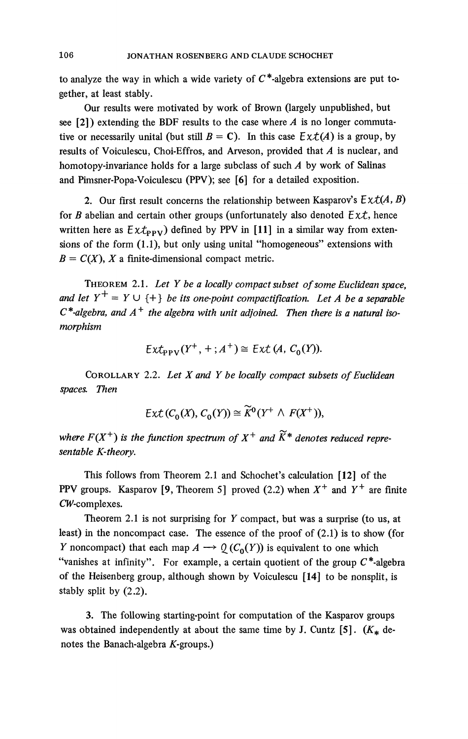to analyze the way in which a wide variety of $C^*$-algebra extensions are put together, at least stably.

Our results were motivated by work of Brown (largely unpublished, but see [2]) extending the BDF results to the case where $A$ is no longer commutative or necessarily unital (but still $B = \mathbf{C}$). In this case $\mathcal{E}xt(A)$ is a group, by results of Voiculescu, Choi-Effros, and Arveson, provided that $A$ is nuclear, and homotopy-invariance holds for a large subclass of such $A$ by work of Salinas and Pimsner-Popa-Voiculescu (PPV); see [6] for a detailed exposition.

2. Our first result concerns the relationship between Kasparov's $\mathcal{E}xt(A, B)$ for $B$ abelian and certain other groups (unfortunately also denoted $\mathcal{E}xt$, hence written here as $\mathcal{E}xt_{\mathrm{PPV}}$) defined by PPV in [11] in a similar way from extensions of the form (1.1), but only using unital "homogeneous" extensions with $B = C(X)$, $X$ a finite-dimensional compact metric.

THEOREM 2.1. *Let $Y$ be a locally compact subset of some Euclidean space, and let $Y^+ = Y \cup \{+\}$ be its one-point compactification. Let $A$ be a separable $C^*$-algebra, and $A^+$ the algebra with unit adjoined. Then there is a natural isomorphism*

$$\mathcal{E}xt_{\mathrm{PPV}}(Y^+, +; A^+) \cong \mathcal{E}xt\,(A, C_0(Y)).$$

COROLLARY 2.2. *Let $X$ and $Y$ be locally compact subsets of Euclidean spaces. Then*

$$\mathcal{E}xt\,(C_0(X), C_0(Y)) \cong \widetilde{K}^0(Y^+ \wedge F(X^+)),$$

*where $F(X^+)$ is the function spectrum of $X^+$ and $\widetilde{K}^*$ denotes reduced representable K-theory.*

This follows from Theorem 2.1 and Schochet's calculation [12] of the PPV groups. Kasparov [9, Theorem 5] proved (2.2) when $X^+$ and $Y^+$ are finite $CW$-complexes.

Theorem 2.1 is not surprising for $Y$ compact, but was a surprise (to us, at least) in the noncompact case. The essence of the proof of (2.1) is to show (for $Y$ noncompact) that each map $A \longrightarrow \mathcal{Q}(C_0(Y))$ is equivalent to one which "vanishes at infinity". For example, a certain quotient of the group $C^*$-algebra of the Heisenberg group, although shown by Voiculescu [14] to be nonsplit, is stably split by (2.2).

3. The following starting-point for computation of the Kasparov groups was obtained independently at about the same time by J. Cuntz [5]. ($K_*$ denotes the Banach-algebra $K$-groups.)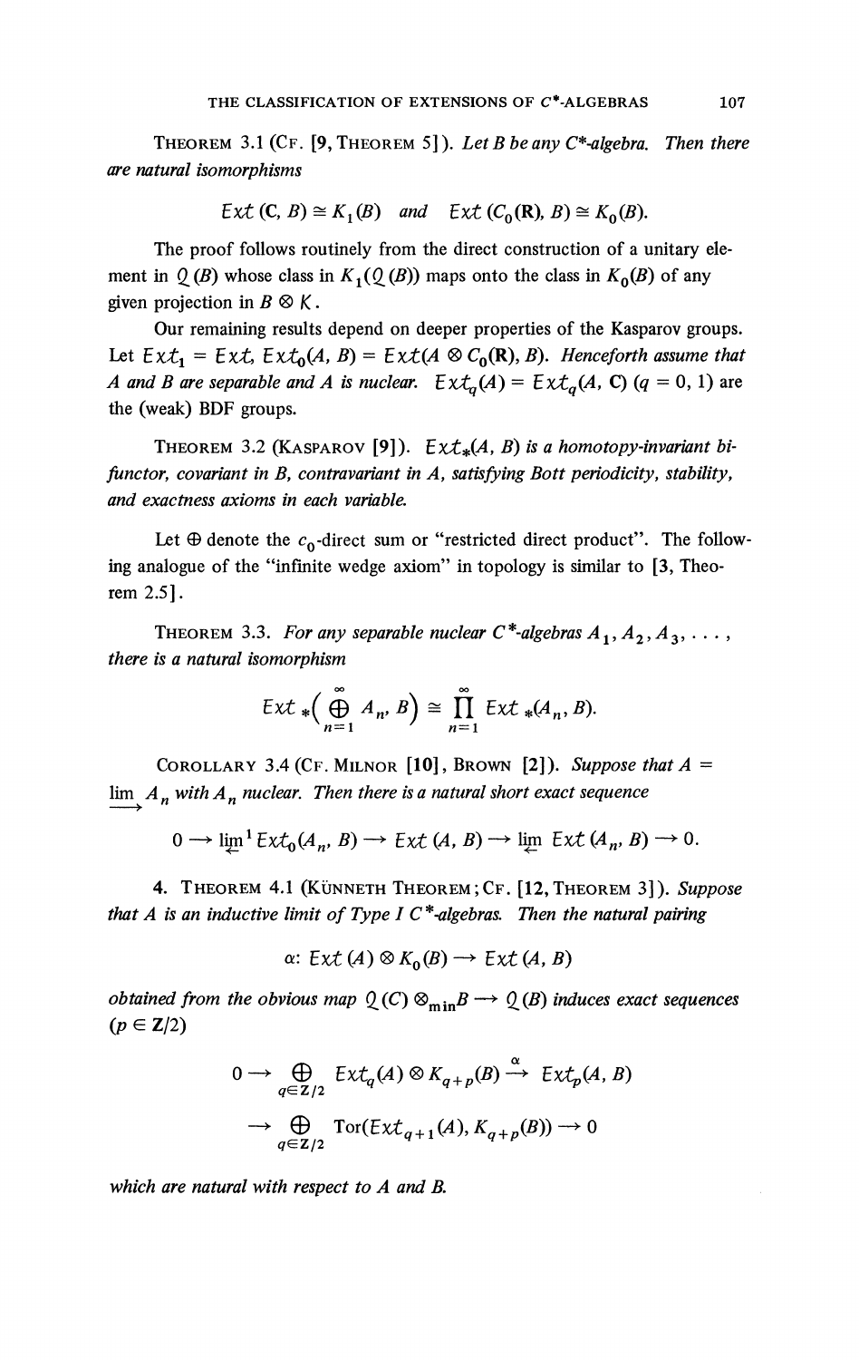THEOREM 3.1 (CF. [9, THEOREM 5]). *Let $B$ be any $C^*$-algebra. Then there are natural isomorphisms*

$$\mathcal{E}xt\,(\mathbf{C}, B) \cong K_1(B) \quad \text{and} \quad \mathcal{E}xt\,(C_0(\mathbf{R}), B) \cong K_0(B).$$

The proof follows routinely from the direct construction of a unitary element in $\mathcal{Q}(B)$ whose class in $K_1(\mathcal{Q}(B))$ maps onto the class in $K_0(B)$ of any given projection in $B \otimes \mathcal{K}$.

Our remaining results depend on deeper properties of the Kasparov groups. Let $\mathcal{E}xt_1 = \mathcal{E}xt$, $\mathcal{E}xt_0(A, B) = \mathcal{E}xt(A \otimes C_0(\mathbf{R}), B)$. *Henceforth assume that $A$ and $B$ are separable and $A$ is nuclear.* $\mathcal{E}xt_q(A) = \mathcal{E}xt_q(A, \mathbf{C})$ $(q = 0, 1)$ are the (weak) BDF groups.

THEOREM 3.2 (KASPAROV [9]). *$\mathcal{E}xt_*(A, B)$ is a homotopy-invariant bifunctor, covariant in $B$, contravariant in $A$, satisfying Bott periodicity, stability, and exactness axioms in each variable.*

Let $\oplus$ denote the $c_0$-direct sum or "restricted direct product". The following analogue of the "infinite wedge axiom" in topology is similar to [3, Theorem 2.5].

THEOREM 3.3. *For any separable nuclear $C^*$-algebras $A_1, A_2, A_3, \ldots$, there is a natural isomorphism*

$$\mathcal{E}xt_*\Big(\bigoplus_{n=1}^{\infty} A_n, B\Big) \cong \prod_{n=1}^{\infty} \mathcal{E}xt_*(A_n, B).$$

COROLLARY 3.4 (CF. MILNOR [10], BROWN [2]). *Suppose that $A = \varinjlim A_n$ with $A_n$ nuclear. Then there is a natural short exact sequence*

$$0 \to \varprojlim{}^1 \mathcal{E}xt_0(A_n, B) \to \mathcal{E}xt\,(A, B) \to \varprojlim \mathcal{E}xt\,(A_n, B) \to 0.$$

4. THEOREM 4.1 (KÜNNETH THEOREM; CF. [12, THEOREM 3]). *Suppose that $A$ is an inductive limit of Type I $C^*$-algebras. Then the natural pairing*

$$\alpha\colon \mathcal{E}xt\,(A) \otimes K_0(B) \to \mathcal{E}xt\,(A, B)$$

*obtained from the obvious map $\mathcal{Q}(C) \otimes_{\min} B \to \mathcal{Q}(B)$ induces exact sequences $(p \in \mathbf{Z}/2)$*

$$0 \to \bigoplus_{q \in \mathbf{Z}/2} \mathcal{E}xt_q(A) \otimes K_{q+p}(B) \xrightarrow{\alpha} \mathcal{E}xt_p(A, B)$$

$$\to \bigoplus_{q \in \mathbf{Z}/2} \operatorname{Tor}(\mathcal{E}xt_{q+1}(A), K_{q+p}(B)) \to 0$$

*which are natural with respect to $A$ and $B$.*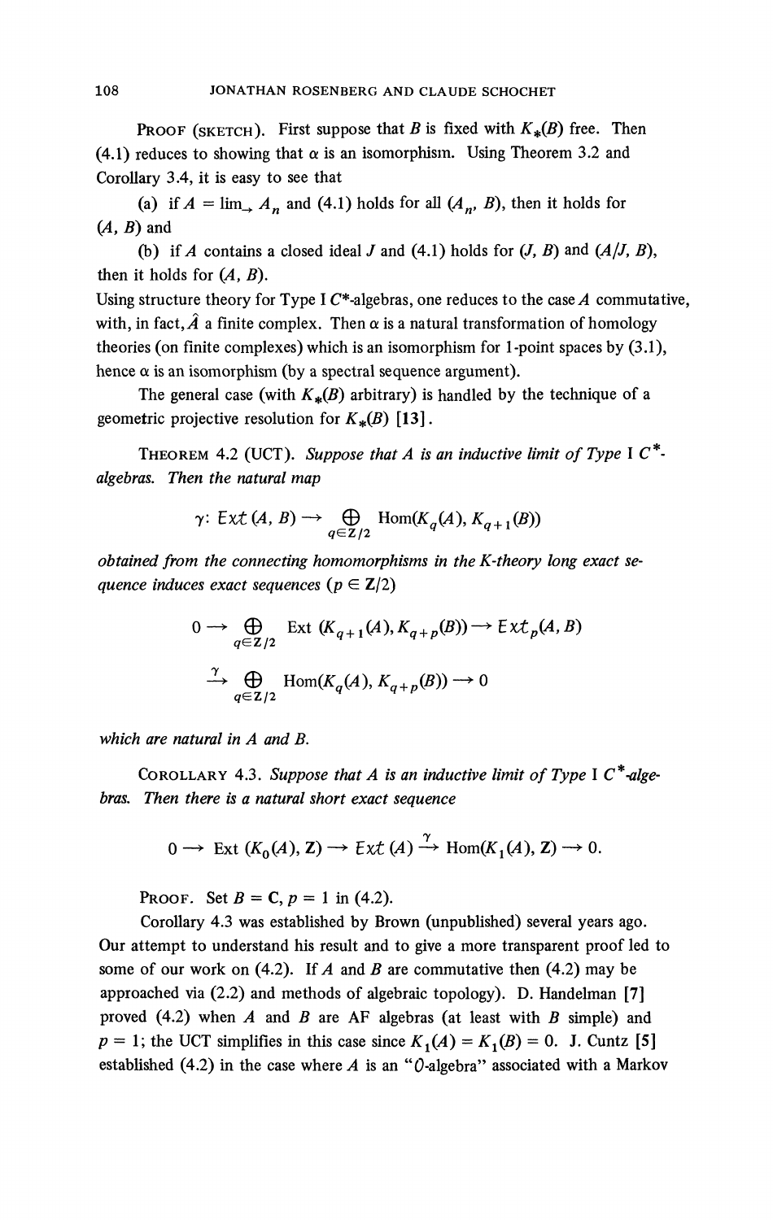**Proof (sketch).** First suppose that $B$ is fixed with $K_*(B)$ free. Then (4.1) reduces to showing that $\alpha$ is an isomorphism. Using Theorem 3.2 and Corollary 3.4, it is easy to see that

(a) if $A = \lim_\to A_n$ and (4.1) holds for all $(A_n, B)$, then it holds for $(A, B)$ and

(b) if $A$ contains a closed ideal $J$ and (4.1) holds for $(J, B)$ and $(A/J, B)$, then it holds for $(A, B)$.

Using structure theory for Type I $C^*$-algebras, one reduces to the case $A$ commutative, with, in fact, $\hat{A}$ a finite complex. Then $\alpha$ is a natural transformation of homology theories (on finite complexes) which is an isomorphism for 1-point spaces by (3.1), hence $\alpha$ is an isomorphism (by a spectral sequence argument).

The general case (with $K_*(B)$ arbitrary) is handled by the technique of a geometric projective resolution for $K_*(B)$ [13].

**Theorem 4.2 (UCT).** *Suppose that $A$ is an inductive limit of Type I $C^*$-algebras. Then the natural map*

$$\gamma \colon \mathcal{E}xt(A, B) \to \bigoplus_{q \in \mathbf{Z}/2} \operatorname{Hom}(K_q(A), K_{q+1}(B))$$

*obtained from the connecting homomorphisms in the K-theory long exact sequence induces exact sequences ($p \in \mathbf{Z}/2$)*

$$0 \to \bigoplus_{q \in \mathbf{Z}/2} \operatorname{Ext}(K_{q+1}(A), K_{q+p}(B)) \to \mathcal{E}xt_p(A, B)$$

$$\xrightarrow{\gamma} \bigoplus_{q \in \mathbf{Z}/2} \operatorname{Hom}(K_q(A), K_{q+p}(B)) \to 0$$

*which are natural in $A$ and $B$.*

**Corollary 4.3.** *Suppose that $A$ is an inductive limit of Type I $C^*$-algebras. Then there is a natural short exact sequence*

$$0 \to \operatorname{Ext}(K_0(A), \mathbf{Z}) \to \mathcal{E}xt(A) \xrightarrow{\gamma} \operatorname{Hom}(K_1(A), \mathbf{Z}) \to 0.$$

**Proof.** Set $B = \mathbf{C}$, $p = 1$ in (4.2).

Corollary 4.3 was established by Brown (unpublished) several years ago. Our attempt to understand his result and to give a more transparent proof led to some of our work on (4.2). If $A$ and $B$ are commutative then (4.2) may be approached via (2.2) and methods of algebraic topology). D. Handelman [7] proved (4.2) when $A$ and $B$ are AF algebras (at least with $B$ simple) and $p = 1$; the UCT simplifies in this case since $K_1(A) = K_1(B) = 0$. J. Cuntz [5] established (4.2) in the case where $A$ is an "$\mathcal{O}$-algebra" associated with a Markov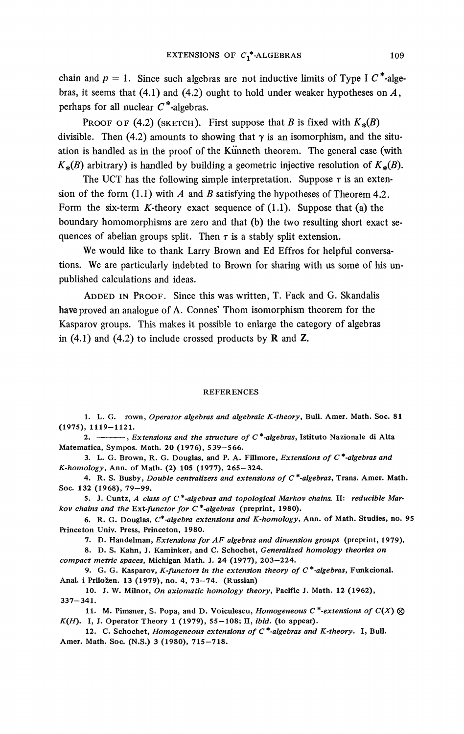chain and $p = 1$. Since such algebras are not inductive limits of Type I $C^*$-algebras, it seems that (4.1) and (4.2) ought to hold under weaker hypotheses on $A$, perhaps for all nuclear $C^*$-algebras.

PROOF OF (4.2) (SKETCH). First suppose that $B$ is fixed with $K_*(B)$ divisible. Then (4.2) amounts to showing that $\gamma$ is an isomorphism, and the situation is handled as in the proof of the Künneth theorem. The general case (with $K_*(B)$ arbitrary) is handled by building a geometric injective resolution of $K_*(B)$.

The UCT has the following simple interpretation. Suppose $\tau$ is an extension of the form (1.1) with $A$ and $B$ satisfying the hypotheses of Theorem 4.2. Form the six-term $K$-theory exact sequence of (1.1). Suppose that (a) the boundary homomorphisms are zero and that (b) the two resulting short exact sequences of abelian groups split. Then $\tau$ is a stably split extension.

We would like to thank Larry Brown and Ed Effros for helpful conversations. We are particularly indebted to Brown for sharing with us some of his unpublished calculations and ideas.

ADDED IN PROOF. Since this was written, T. Fack and G. Skandalis have proved an analogue of A. Connes' Thom isomorphism theorem for the Kasparov groups. This makes it possible to enlarge the category of algebras in (4.1) and (4.2) to include crossed products by **R** and **Z**.

## REFERENCES

1. L. G. Brown, *Operator algebras and algebraic K-theory*, Bull. Amer. Math. Soc. 81 (1975), 1119–1121.

2. ———, *Extensions and the structure of $C^*$-algebras*, Istituto Nazionale di Alta Matematica, Sympos. Math. 20 (1976), 539–566.

3. L. G. Brown, R. G. Douglas, and P. A. Fillmore, *Extensions of $C^*$-algebras and K-homology*, Ann. of Math. (2) 105 (1977), 265–324.

4. R. S. Busby, *Double centralizers and extensions of $C^*$-algebras*, Trans. Amer. Math. Soc. 132 (1968), 79–99.

5. J. Cuntz, *A class of $C^*$-algebras and topological Markov chains.* II: *reducible Markov chains and the* Ext-*functor for $C^*$-algebras* (preprint, 1980).

6. R. G. Douglas, *$C^*$-algebra extensions and K-homology*, Ann. of Math. Studies, no. 95 Princeton Univ. Press, Princeton, 1980.

7. D. Handelman, *Extensions for AF algebras and dimension groups* (preprint, 1979).

8. D. S. Kahn, J. Kaminker, and C. Schochet, *Generalized homology theories on compact metric spaces*, Michigan Math. J. 24 (1977), 203–224.

9. G. G. Kasparov, *K-functors in the extension theory of $C^*$-algebras*, Funkcional. Anal. i Priložen. 13 (1979), no. 4, 73–74. (Russian)

10. J. W. Milnor, *On axiomatic homology theory*, Pacific J. Math. 12 (1962), 337–341.

11. M. Pimsner, S. Popa, and D. Voiculescu, *Homogeneous $C^*$-extensions of $C(X) \otimes K(H)$*. I, J. Operator Theory 1 (1979), 55–108; II, *ibid.* (to appear).

12. C. Schochet, *Homogeneous extensions of $C^*$-algebras and K-theory*. I, Bull. Amer. Math. Soc. (N.S.) 3 (1980), 715–718.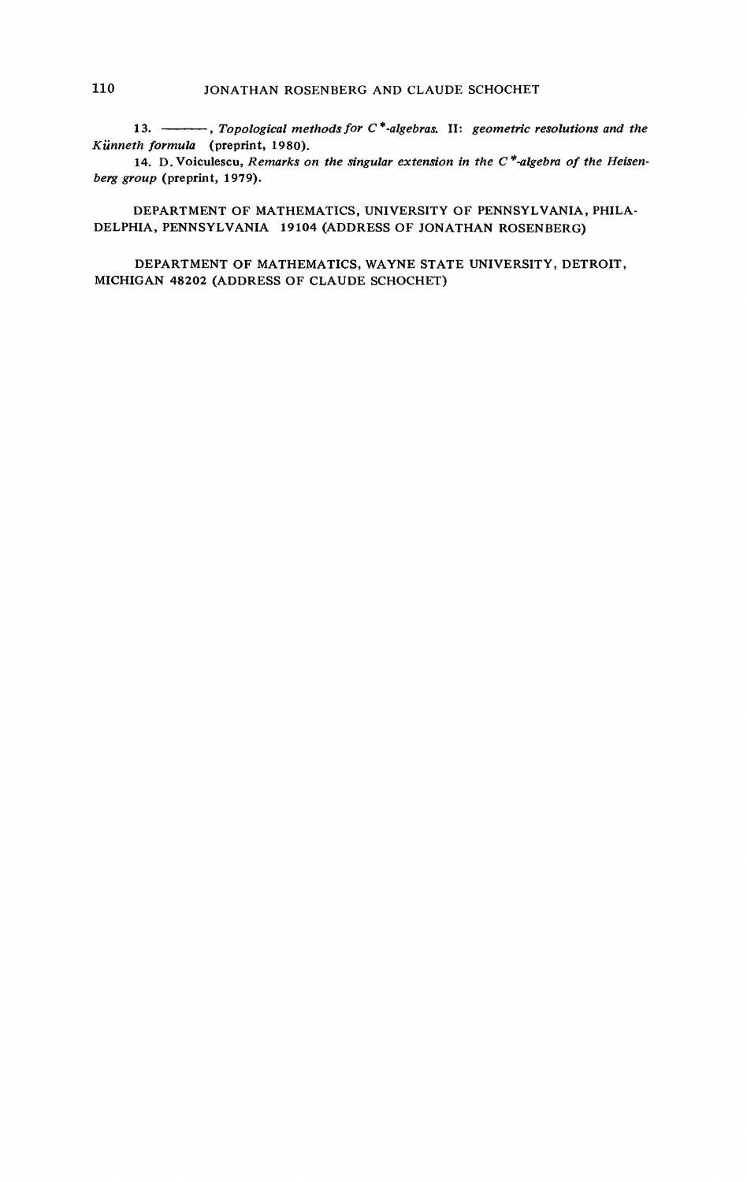13. ———, *Topological methods for $C^*$-algebras.* II: *geometric resolutions and the Künneth formula* (preprint, 1980).

14. D. Voiculescu, *Remarks on the singular extension in the $C^*$-algebra of the Heisenberg group* (preprint, 1979).

DEPARTMENT OF MATHEMATICS, UNIVERSITY OF PENNSYLVANIA, PHILADELPHIA, PENNSYLVANIA 19104 (ADDRESS OF JONATHAN ROSENBERG)

DEPARTMENT OF MATHEMATICS, WAYNE STATE UNIVERSITY, DETROIT, MICHIGAN 48202 (ADDRESS OF CLAUDE SCHOCHET)